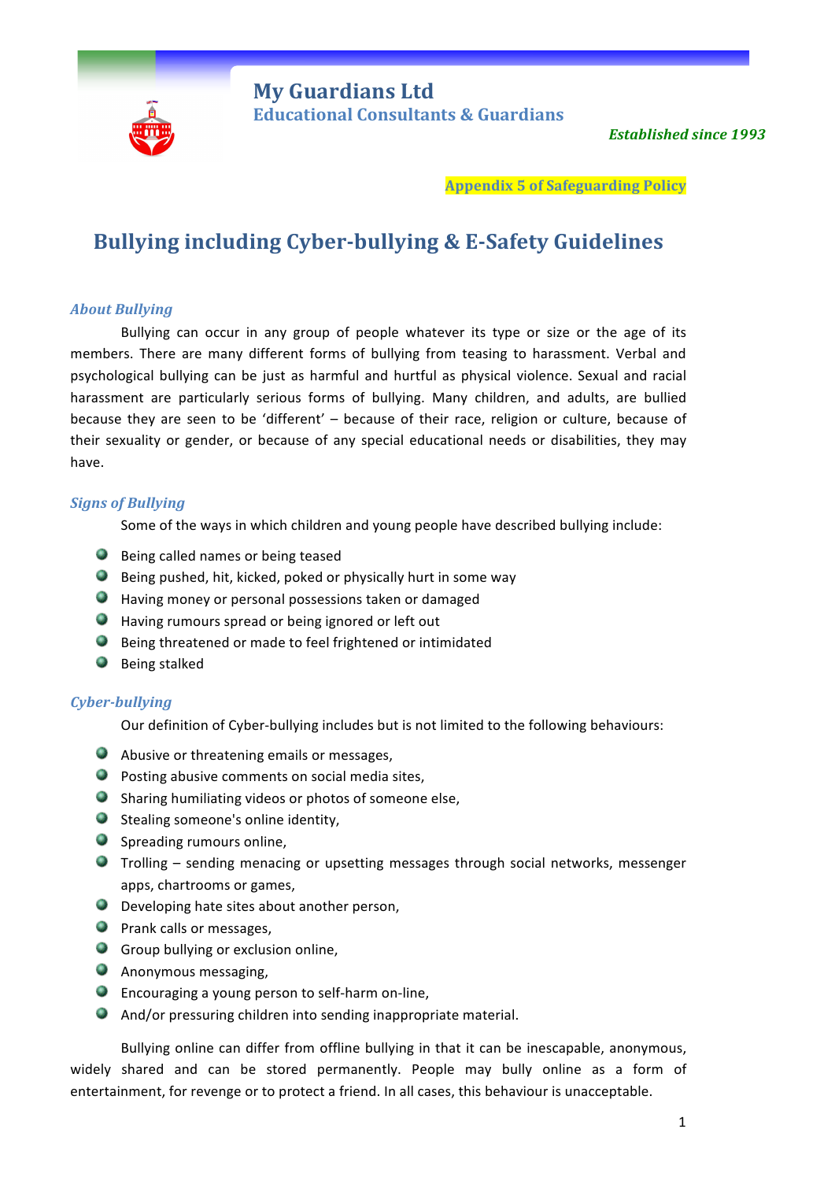# My Guardians Ltd

## Educational Consultants & Guardians

*Established since 1993*

**Appendix 5 of Safeguarding Policy**

# Bullying including Cyber-bullying & E-Safety Guidelines

### *About Bullying*

Bullying can occur in any group of people whatever its type or size or the age of its members. There are many different forms of bullying from teasing to harassment. Verbal and psychological bullying can be just as harmful and hurtful as physical violence. Sexual and racial harassment are particularly serious forms of bullying. Many children, and adults, are bullied because they are seen to be 'different' – because of their race, religion or culture, because of their sexuality or gender, or because of any special educational needs or disabilities, they may have.

### *Signs of Bullying*

Some of the ways in which children and young people have described bullying include:

- Being called names or being teased
- Being pushed, hit, kicked, poked or physically hurt in some way
- Having money or personal possessions taken or damaged
- Having rumours spread or being ignored or left out
- Being threatened or made to feel frightened or intimidated
- Being stalked

### *Cyber-bullying*

Our definition of Cyber-bullying includes but is not limited to the following behaviours:

- Abusive or threatening emails or messages,
- Posting abusive comments on social media sites,
- Sharing humiliating videos or photos of someone else,
- Stealing someone's online identity,
- Spreading rumours online,
- Trolling – sending menacing or upsetting messages through social networks, messenger apps, chartrooms or games,
- Developing hate sites about another person,
- Prank calls or messages,
- Group bullying or exclusion online,
- Anonymous messaging,
- Encouraging a young person to self-harm on-line,
- And/or pressuring children into sending inappropriate material.

Bullying online can differ from offline bullying in that it can be inescapable, anonymous, widely shared and can be stored permanently. People may bully online as a form of entertainment, for revenge or to protect a friend. In all cases, this behaviour is unacceptable.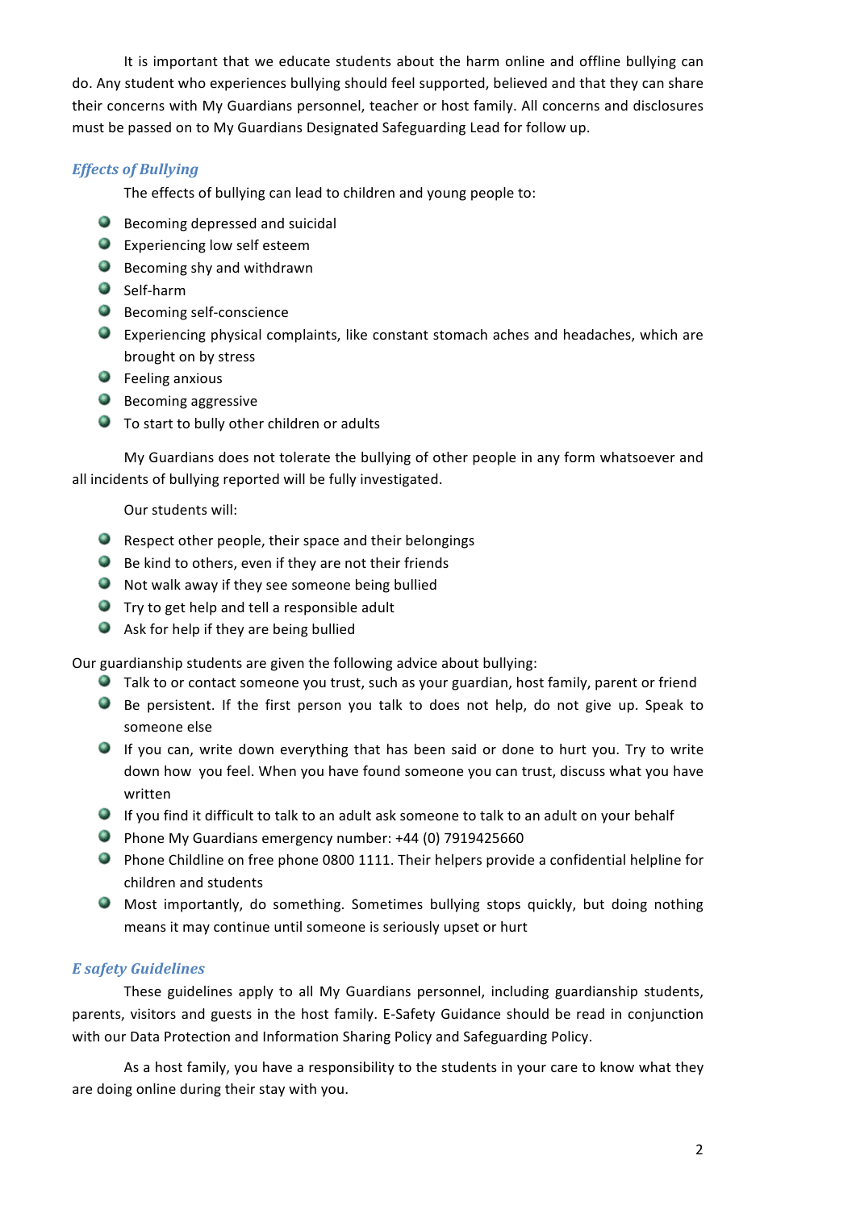It is important that we educate students about the harm online and offline bullying can do. Any student who experiences bullying should feel supported, believed and that they can share their concerns with My Guardians personnel, teacher or host family. All concerns and disclosures must be passed on to My Guardians Designated Safeguarding Lead for follow up.

### *Effects of Bullying*

The effects of bullying can lead to children and young people to:

- Becoming depressed and suicidal
- Experiencing low self esteem
- Becoming shy and withdrawn
- Self-harm
- Becoming self-conscience
- Experiencing physical complaints, like constant stomach aches and headaches, which are brought on by stress
- Feeling anxious
- Becoming aggressive
- To start to bully other children or adults

My Guardians does not tolerate the bullying of other people in any form whatsoever and all incidents of bullying reported will be fully investigated.

Our students will:

- Respect other people, their space and their belongings
- Be kind to others, even if they are not their friends
- Not walk away if they see someone being bullied
- Try to get help and tell a responsible adult
- Ask for help if they are being bullied

Our guardianship students are given the following advice about bullying:

- Talk to or contact someone you trust, such as your guardian, host family, parent or friend
- Be persistent. If the first person you talk to does not help, do not give up. Speak to someone else
- If you can, write down everything that has been said or done to hurt you. Try to write down how you feel. When you have found someone you can trust, discuss what you have written
- If you find it difficult to talk to an adult ask someone to talk to an adult on your behalf
- Phone My Guardians emergency number: +44 (0) 7919425660
- Phone Childline on free phone 0800 1111. Their helpers provide a confidential helpline for children and students
- Most importantly, do something. Sometimes bullying stops quickly, but doing nothing means it may continue until someone is seriously upset or hurt

### *E safety Guidelines*

These guidelines apply to all My Guardians personnel, including guardianship students, parents, visitors and guests in the host family. E-Safety Guidance should be read in conjunction with our Data Protection and Information Sharing Policy and Safeguarding Policy.

As a host family, you have a responsibility to the students in your care to know what they are doing online during their stay with you.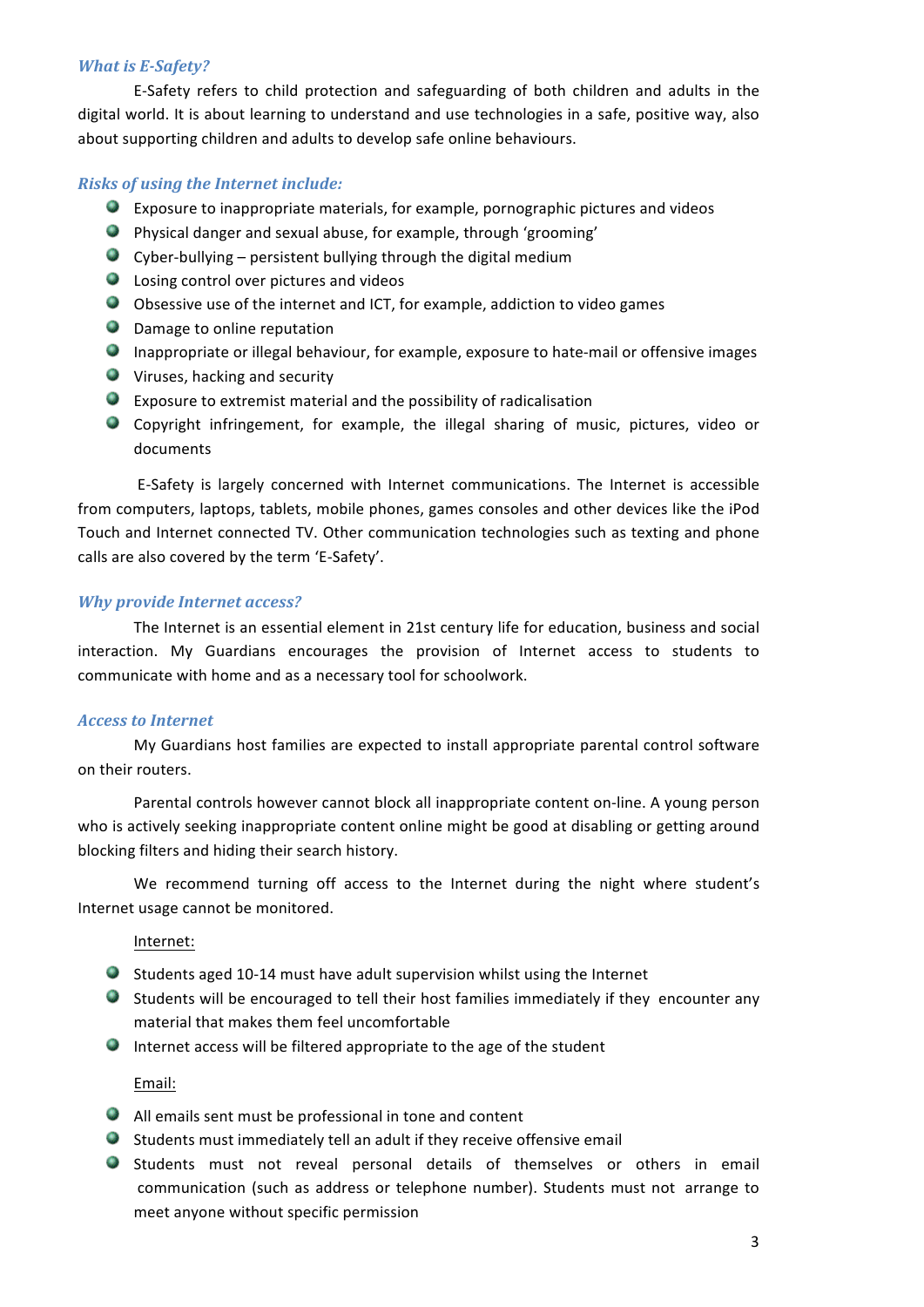### *What is E-Safety?*

E-Safety refers to child protection and safeguarding of both children and adults in the digital world. It is about learning to understand and use technologies in a safe, positive way, also about supporting children and adults to develop safe online behaviours.

### *Risks of using the Internet include:*

- Exposure to inappropriate materials, for example, pornographic pictures and videos
- Physical danger and sexual abuse, for example, through 'grooming'
- Cyber-bullying – persistent bullying through the digital medium
- Losing control over pictures and videos
- Obsessive use of the internet and ICT, for example, addiction to video games
- Damage to online reputation
- Inappropriate or illegal behaviour, for example, exposure to hate-mail or offensive images
- Viruses, hacking and security
- Exposure to extremist material and the possibility of radicalisation
- Copyright infringement, for example, the illegal sharing of music, pictures, video or documents

E-Safety is largely concerned with Internet communications. The Internet is accessible from computers, laptops, tablets, mobile phones, games consoles and other devices like the iPod Touch and Internet connected TV. Other communication technologies such as texting and phone calls are also covered by the term 'E-Safety'.

### *Why provide Internet access?*

The Internet is an essential element in 21st century life for education, business and social interaction. My Guardians encourages the provision of Internet access to students to communicate with home and as a necessary tool for schoolwork.

### *Access to Internet*

My Guardians host families are expected to install appropriate parental control software on their routers.

Parental controls however cannot block all inappropriate content on-line. A young person who is actively seeking inappropriate content online might be good at disabling or getting around blocking filters and hiding their search history.

We recommend turning off access to the Internet during the night where student's Internet usage cannot be monitored.

<u>Internet:</u>

- Students aged 10-14 must have adult supervision whilst using the Internet
- Students will be encouraged to tell their host families immediately if they encounter any material that makes them feel uncomfortable
- Internet access will be filtered appropriate to the age of the student

<u>Email:</u>

- All emails sent must be professional in tone and content
- Students must immediately tell an adult if they receive offensive email
- Students must not reveal personal details of themselves or others in email communication (such as address or telephone number). Students must not arrange to meet anyone without specific permission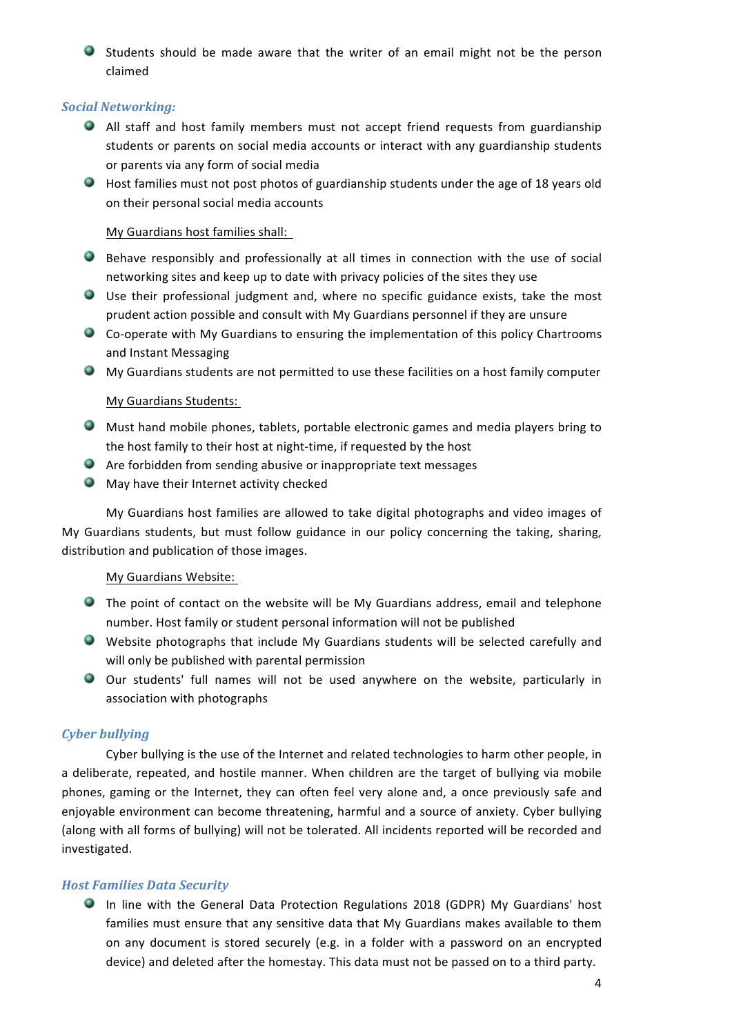- Students should be made aware that the writer of an email might not be the person claimed

### *Social Networking:*

- All staff and host family members must not accept friend requests from guardianship students or parents on social media accounts or interact with any guardianship students or parents via any form of social media
- Host families must not post photos of guardianship students under the age of 18 years old on their personal social media accounts

<u>My Guardians host families shall:</u>

- Behave responsibly and professionally at all times in connection with the use of social networking sites and keep up to date with privacy policies of the sites they use
- Use their professional judgment and, where no specific guidance exists, take the most prudent action possible and consult with My Guardians personnel if they are unsure
- Co-operate with My Guardians to ensuring the implementation of this policy Chartrooms and Instant Messaging
- My Guardians students are not permitted to use these facilities on a host family computer

<u>My Guardians Students:</u>

- Must hand mobile phones, tablets, portable electronic games and media players bring to the host family to their host at night-time, if requested by the host
- Are forbidden from sending abusive or inappropriate text messages
- May have their Internet activity checked

My Guardians host families are allowed to take digital photographs and video images of My Guardians students, but must follow guidance in our policy concerning the taking, sharing, distribution and publication of those images.

<u>My Guardians Website:</u>

- The point of contact on the website will be My Guardians address, email and telephone number. Host family or student personal information will not be published
- Website photographs that include My Guardians students will be selected carefully and will only be published with parental permission
- Our students' full names will not be used anywhere on the website, particularly in association with photographs

### *Cyber bullying*

Cyber bullying is the use of the Internet and related technologies to harm other people, in a deliberate, repeated, and hostile manner. When children are the target of bullying via mobile phones, gaming or the Internet, they can often feel very alone and, a once previously safe and enjoyable environment can become threatening, harmful and a source of anxiety. Cyber bullying (along with all forms of bullying) will not be tolerated. All incidents reported will be recorded and investigated.

### *Host Families Data Security*

- In line with the General Data Protection Regulations 2018 (GDPR) My Guardians' host families must ensure that any sensitive data that My Guardians makes available to them on any document is stored securely (e.g. in a folder with a password on an encrypted device) and deleted after the homestay. This data must not be passed on to a third party.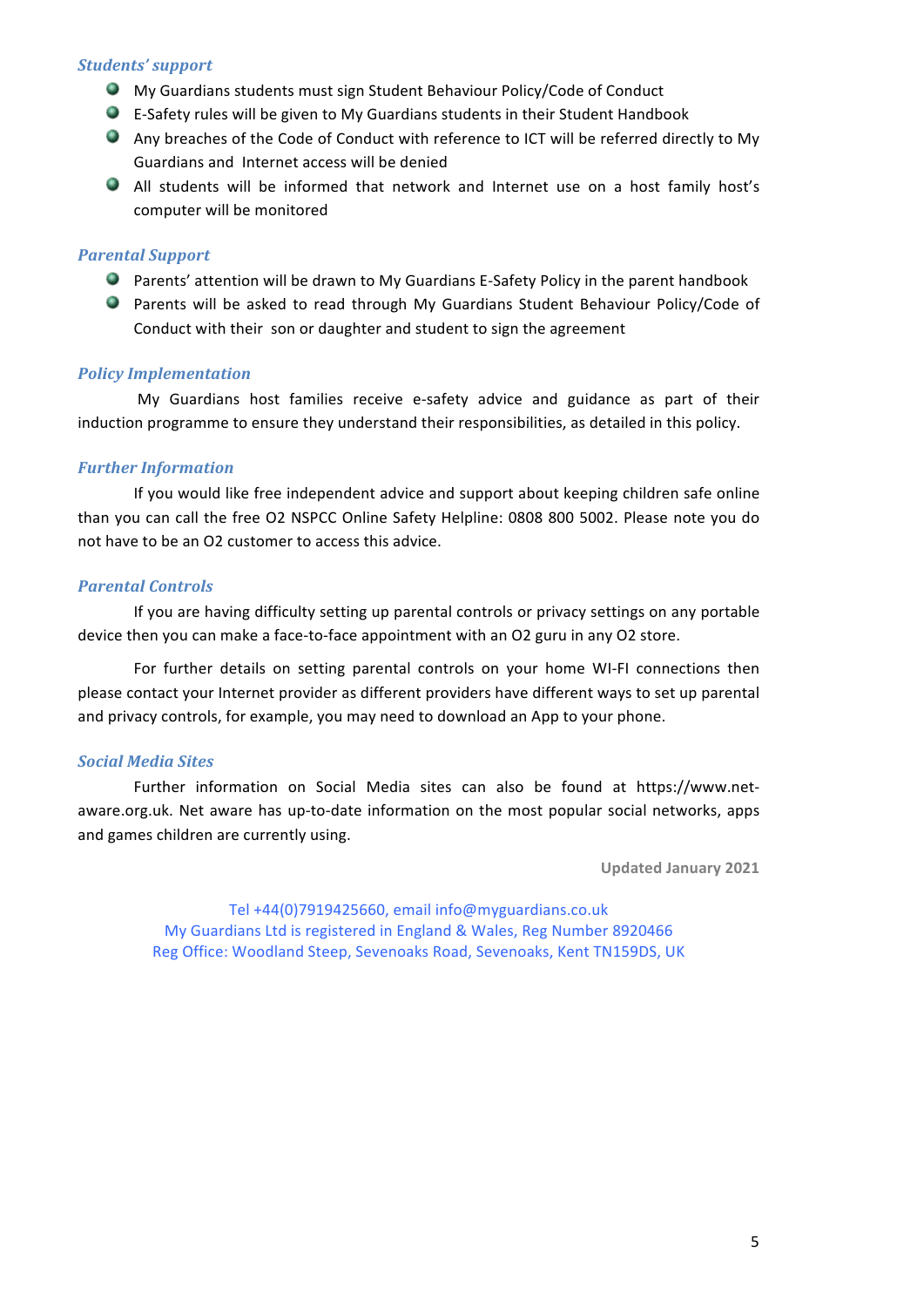### *Students' support*

- My Guardians students must sign Student Behaviour Policy/Code of Conduct
- E-Safety rules will be given to My Guardians students in their Student Handbook
- Any breaches of the Code of Conduct with reference to ICT will be referred directly to My Guardians and Internet access will be denied
- All students will be informed that network and Internet use on a host family host's computer will be monitored

### *Parental Support*

- Parents' attention will be drawn to My Guardians E-Safety Policy in the parent handbook
- Parents will be asked to read through My Guardians Student Behaviour Policy/Code of Conduct with their son or daughter and student to sign the agreement

### *Policy Implementation*

My Guardians host families receive e-safety advice and guidance as part of their induction programme to ensure they understand their responsibilities, as detailed in this policy.

### *Further Information*

If you would like free independent advice and support about keeping children safe online than you can call the free O2 NSPCC Online Safety Helpline: 0808 800 5002. Please note you do not have to be an O2 customer to access this advice.

### *Parental Controls*

If you are having difficulty setting up parental controls or privacy settings on any portable device then you can make a face-to-face appointment with an O2 guru in any O2 store.

For further details on setting parental controls on your home WI-FI connections then please contact your Internet provider as different providers have different ways to set up parental and privacy controls, for example, you may need to download an App to your phone.

### *Social Media Sites*

Further information on Social Media sites can also be found at https://www.net-aware.org.uk. Net aware has up-to-date information on the most popular social networks, apps and games children are currently using.

**Updated January 2021**

Tel +44(0)7919425660, email info@myguardians.co.uk
My Guardians Ltd is registered in England & Wales, Reg Number 8920466
Reg Office: Woodland Steep, Sevenoaks Road, Sevenoaks, Kent TN159DS, UK